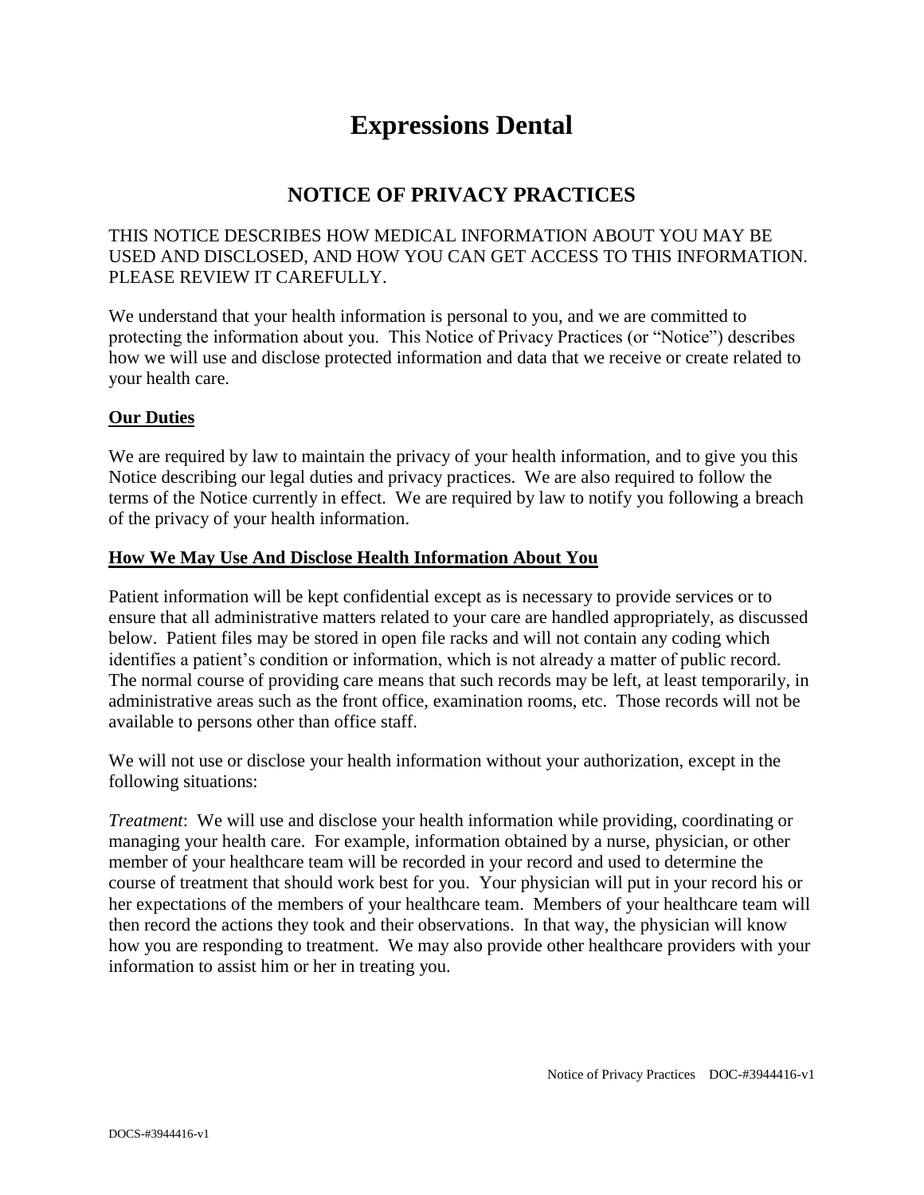# Expressions Dental

## NOTICE OF PRIVACY PRACTICES

THIS NOTICE DESCRIBES HOW MEDICAL INFORMATION ABOUT YOU MAY BE USED AND DISCLOSED, AND HOW YOU CAN GET ACCESS TO THIS INFORMATION. PLEASE REVIEW IT CAREFULLY.

We understand that your health information is personal to you, and we are committed to protecting the information about you. This Notice of Privacy Practices (or "Notice") describes how we will use and disclose protected information and data that we receive or create related to your health care.

### Our Duties

We are required by law to maintain the privacy of your health information, and to give you this Notice describing our legal duties and privacy practices. We are also required to follow the terms of the Notice currently in effect. We are required by law to notify you following a breach of the privacy of your health information.

### How We May Use And Disclose Health Information About You

Patient information will be kept confidential except as is necessary to provide services or to ensure that all administrative matters related to your care are handled appropriately, as discussed below. Patient files may be stored in open file racks and will not contain any coding which identifies a patient's condition or information, which is not already a matter of public record. The normal course of providing care means that such records may be left, at least temporarily, in administrative areas such as the front office, examination rooms, etc. Those records will not be available to persons other than office staff.

We will not use or disclose your health information without your authorization, except in the following situations:

*Treatment*: We will use and disclose your health information while providing, coordinating or managing your health care. For example, information obtained by a nurse, physician, or other member of your healthcare team will be recorded in your record and used to determine the course of treatment that should work best for you. Your physician will put in your record his or her expectations of the members of your healthcare team. Members of your healthcare team will then record the actions they took and their observations. In that way, the physician will know how you are responding to treatment. We may also provide other healthcare providers with your information to assist him or her in treating you.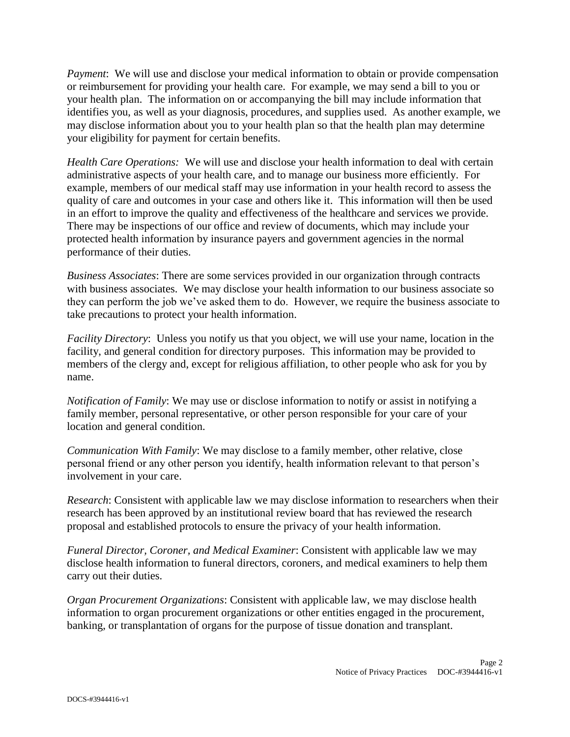*Payment*: We will use and disclose your medical information to obtain or provide compensation or reimbursement for providing your health care. For example, we may send a bill to you or your health plan. The information on or accompanying the bill may include information that identifies you, as well as your diagnosis, procedures, and supplies used. As another example, we may disclose information about you to your health plan so that the health plan may determine your eligibility for payment for certain benefits.

*Health Care Operations:* We will use and disclose your health information to deal with certain administrative aspects of your health care, and to manage our business more efficiently. For example, members of our medical staff may use information in your health record to assess the quality of care and outcomes in your case and others like it. This information will then be used in an effort to improve the quality and effectiveness of the healthcare and services we provide. There may be inspections of our office and review of documents, which may include your protected health information by insurance payers and government agencies in the normal performance of their duties.

*Business Associates*: There are some services provided in our organization through contracts with business associates. We may disclose your health information to our business associate so they can perform the job we've asked them to do. However, we require the business associate to take precautions to protect your health information.

*Facility Directory*: Unless you notify us that you object, we will use your name, location in the facility, and general condition for directory purposes. This information may be provided to members of the clergy and, except for religious affiliation, to other people who ask for you by name.

*Notification of Family*: We may use or disclose information to notify or assist in notifying a family member, personal representative, or other person responsible for your care of your location and general condition.

*Communication With Family*: We may disclose to a family member, other relative, close personal friend or any other person you identify, health information relevant to that person's involvement in your care.

*Research*: Consistent with applicable law we may disclose information to researchers when their research has been approved by an institutional review board that has reviewed the research proposal and established protocols to ensure the privacy of your health information.

*Funeral Director, Coroner, and Medical Examiner*: Consistent with applicable law we may disclose health information to funeral directors, coroners, and medical examiners to help them carry out their duties.

*Organ Procurement Organizations*: Consistent with applicable law, we may disclose health information to organ procurement organizations or other entities engaged in the procurement, banking, or transplantation of organs for the purpose of tissue donation and transplant.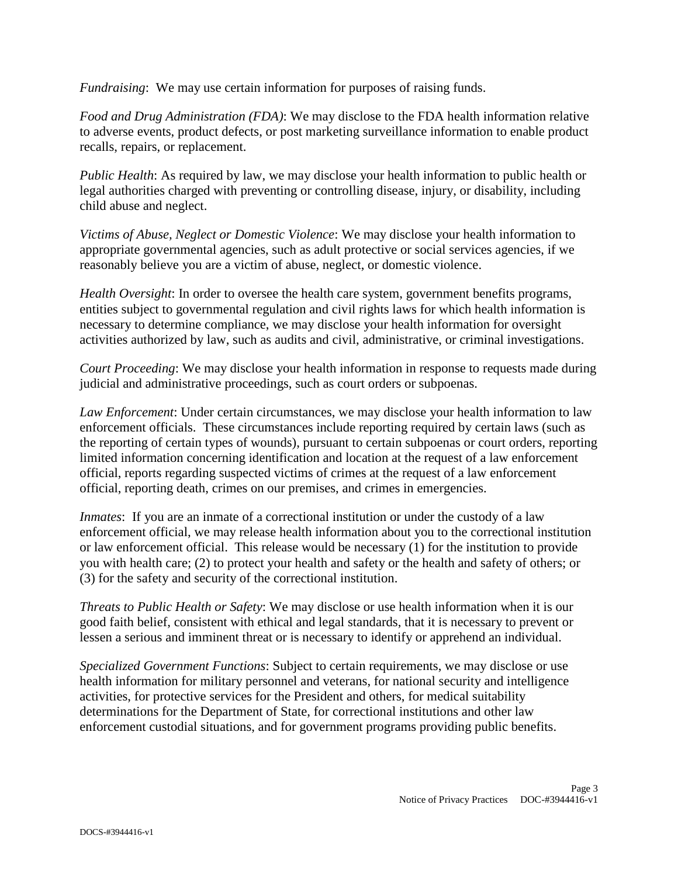*Fundraising*: We may use certain information for purposes of raising funds.

*Food and Drug Administration (FDA)*: We may disclose to the FDA health information relative to adverse events, product defects, or post marketing surveillance information to enable product recalls, repairs, or replacement.

*Public Health*: As required by law, we may disclose your health information to public health or legal authorities charged with preventing or controlling disease, injury, or disability, including child abuse and neglect.

*Victims of Abuse, Neglect or Domestic Violence*: We may disclose your health information to appropriate governmental agencies, such as adult protective or social services agencies, if we reasonably believe you are a victim of abuse, neglect, or domestic violence.

*Health Oversight*: In order to oversee the health care system, government benefits programs, entities subject to governmental regulation and civil rights laws for which health information is necessary to determine compliance, we may disclose your health information for oversight activities authorized by law, such as audits and civil, administrative, or criminal investigations.

*Court Proceeding*: We may disclose your health information in response to requests made during judicial and administrative proceedings, such as court orders or subpoenas.

*Law Enforcement*: Under certain circumstances, we may disclose your health information to law enforcement officials. These circumstances include reporting required by certain laws (such as the reporting of certain types of wounds), pursuant to certain subpoenas or court orders, reporting limited information concerning identification and location at the request of a law enforcement official, reports regarding suspected victims of crimes at the request of a law enforcement official, reporting death, crimes on our premises, and crimes in emergencies.

*Inmates*: If you are an inmate of a correctional institution or under the custody of a law enforcement official, we may release health information about you to the correctional institution or law enforcement official. This release would be necessary (1) for the institution to provide you with health care; (2) to protect your health and safety or the health and safety of others; or (3) for the safety and security of the correctional institution.

*Threats to Public Health or Safety*: We may disclose or use health information when it is our good faith belief, consistent with ethical and legal standards, that it is necessary to prevent or lessen a serious and imminent threat or is necessary to identify or apprehend an individual.

*Specialized Government Functions*: Subject to certain requirements, we may disclose or use health information for military personnel and veterans, for national security and intelligence activities, for protective services for the President and others, for medical suitability determinations for the Department of State, for correctional institutions and other law enforcement custodial situations, and for government programs providing public benefits.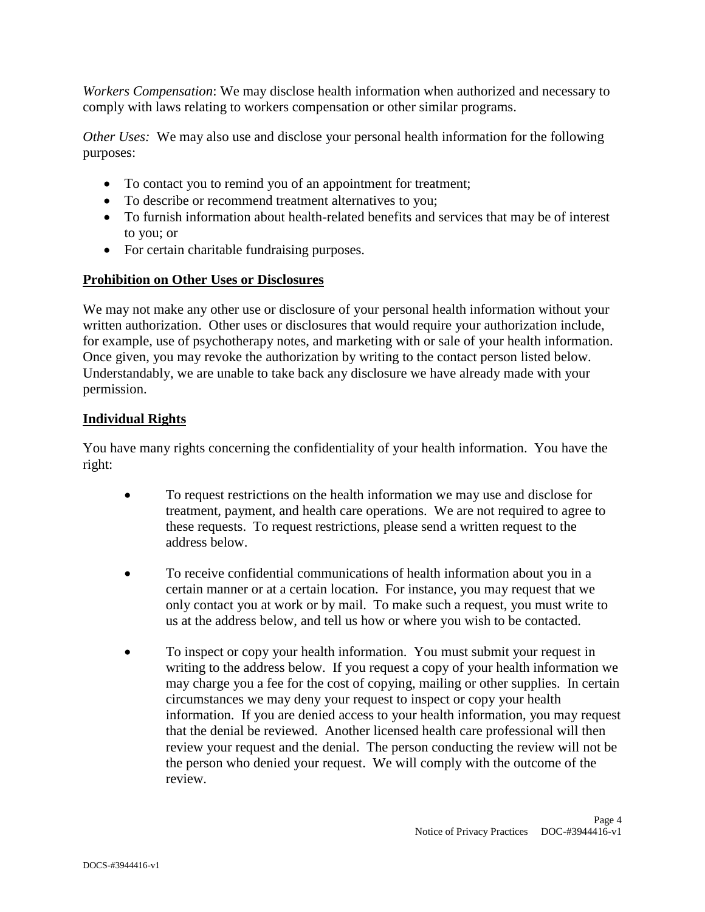*Workers Compensation*: We may disclose health information when authorized and necessary to comply with laws relating to workers compensation or other similar programs.

*Other Uses:* We may also use and disclose your personal health information for the following purposes:

- To contact you to remind you of an appointment for treatment;
- To describe or recommend treatment alternatives to you;
- To furnish information about health-related benefits and services that may be of interest to you; or
- For certain charitable fundraising purposes.

## **Prohibition on Other Uses or Disclosures**

We may not make any other use or disclosure of your personal health information without your written authorization. Other uses or disclosures that would require your authorization include, for example, use of psychotherapy notes, and marketing with or sale of your health information. Once given, you may revoke the authorization by writing to the contact person listed below. Understandably, we are unable to take back any disclosure we have already made with your permission.

## **Individual Rights**

You have many rights concerning the confidentiality of your health information. You have the right:

- To request restrictions on the health information we may use and disclose for treatment, payment, and health care operations. We are not required to agree to these requests. To request restrictions, please send a written request to the address below.

- To receive confidential communications of health information about you in a certain manner or at a certain location. For instance, you may request that we only contact you at work or by mail. To make such a request, you must write to us at the address below, and tell us how or where you wish to be contacted.

- To inspect or copy your health information. You must submit your request in writing to the address below. If you request a copy of your health information we may charge you a fee for the cost of copying, mailing or other supplies. In certain circumstances we may deny your request to inspect or copy your health information. If you are denied access to your health information, you may request that the denial be reviewed. Another licensed health care professional will then review your request and the denial. The person conducting the review will not be the person who denied your request. We will comply with the outcome of the review.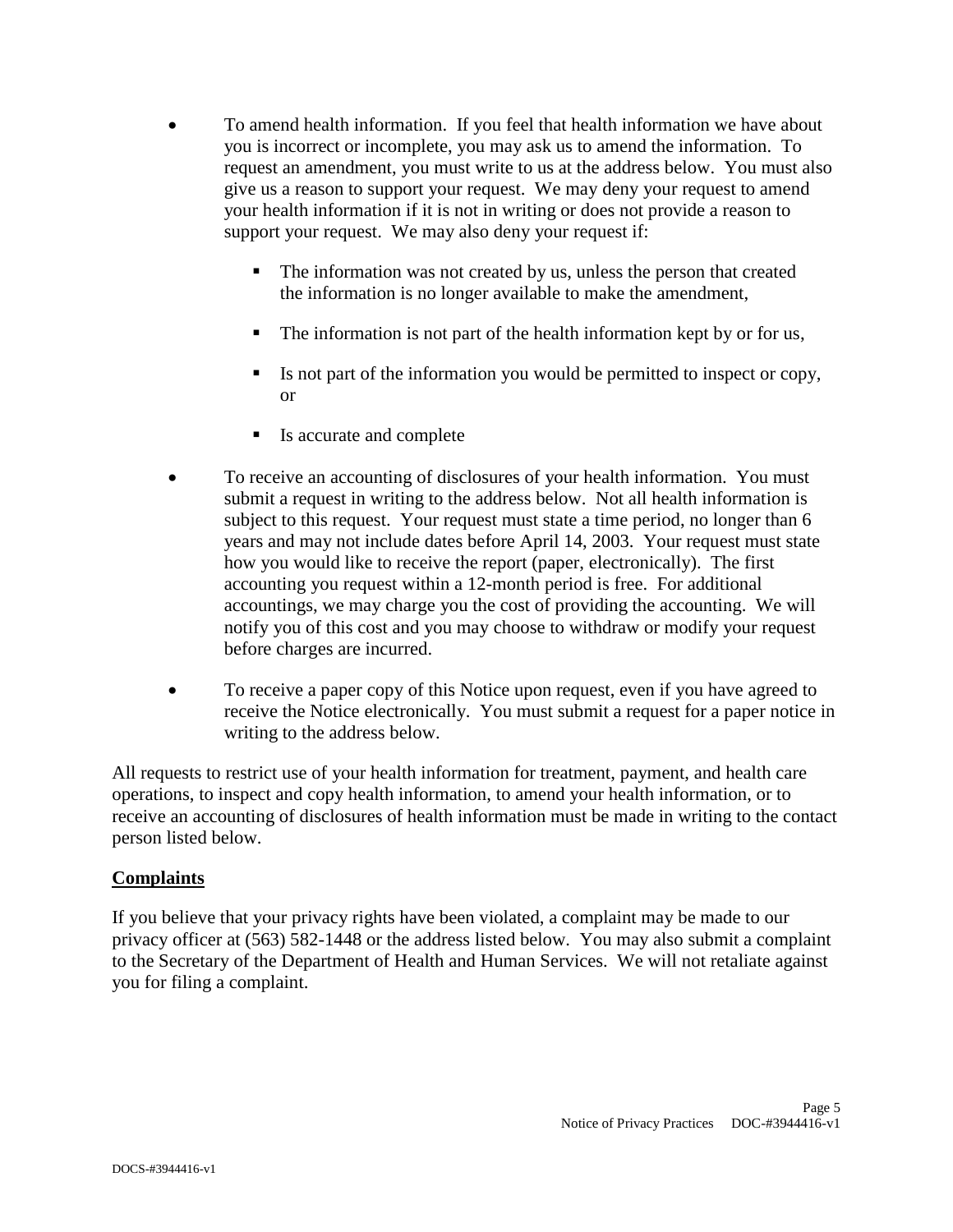- To amend health information. If you feel that health information we have about you is incorrect or incomplete, you may ask us to amend the information. To request an amendment, you must write to us at the address below. You must also give us a reason to support your request. We may deny your request to amend your health information if it is not in writing or does not provide a reason to support your request. We may also deny your request if:

    - The information was not created by us, unless the person that created the information is no longer available to make the amendment,
    - The information is not part of the health information kept by or for us,
    - Is not part of the information you would be permitted to inspect or copy, or
    - Is accurate and complete

- To receive an accounting of disclosures of your health information. You must submit a request in writing to the address below. Not all health information is subject to this request. Your request must state a time period, no longer than 6 years and may not include dates before April 14, 2003. Your request must state how you would like to receive the report (paper, electronically). The first accounting you request within a 12-month period is free. For additional accountings, we may charge you the cost of providing the accounting. We will notify you of this cost and you may choose to withdraw or modify your request before charges are incurred.

- To receive a paper copy of this Notice upon request, even if you have agreed to receive the Notice electronically. You must submit a request for a paper notice in writing to the address below.

All requests to restrict use of your health information for treatment, payment, and health care operations, to inspect and copy health information, to amend your health information, or to receive an accounting of disclosures of health information must be made in writing to the contact person listed below.

## Complaints

If you believe that your privacy rights have been violated, a complaint may be made to our privacy officer at (563) 582-1448 or the address listed below. You may also submit a complaint to the Secretary of the Department of Health and Human Services. We will not retaliate against you for filing a complaint.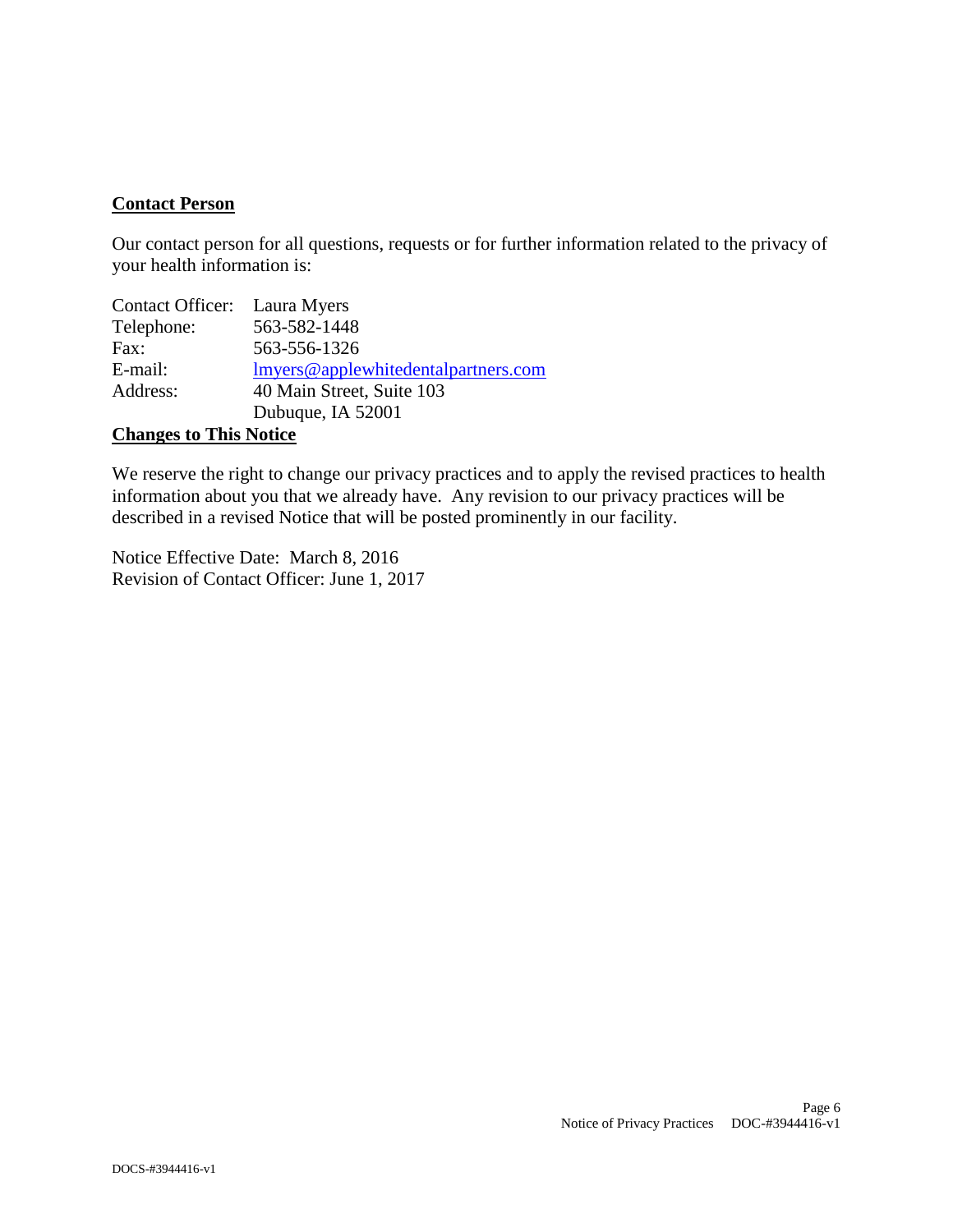**Contact Person**

Our contact person for all questions, requests or for further information related to the privacy of your health information is:

| | |
|---|---|
| Contact Officer: | Laura Myers |
| Telephone: | 563-582-1448 |
| Fax: | 563-556-1326 |
| E-mail: | lmyers@applewhitedentalpartners.com |
| Address: | 40 Main Street, Suite 103 |
| | Dubuque, IA 52001 |

**Changes to This Notice**

We reserve the right to change our privacy practices and to apply the revised practices to health information about you that we already have. Any revision to our privacy practices will be described in a revised Notice that will be posted prominently in our facility.

Notice Effective Date: March 8, 2016
Revision of Contact Officer: June 1, 2017